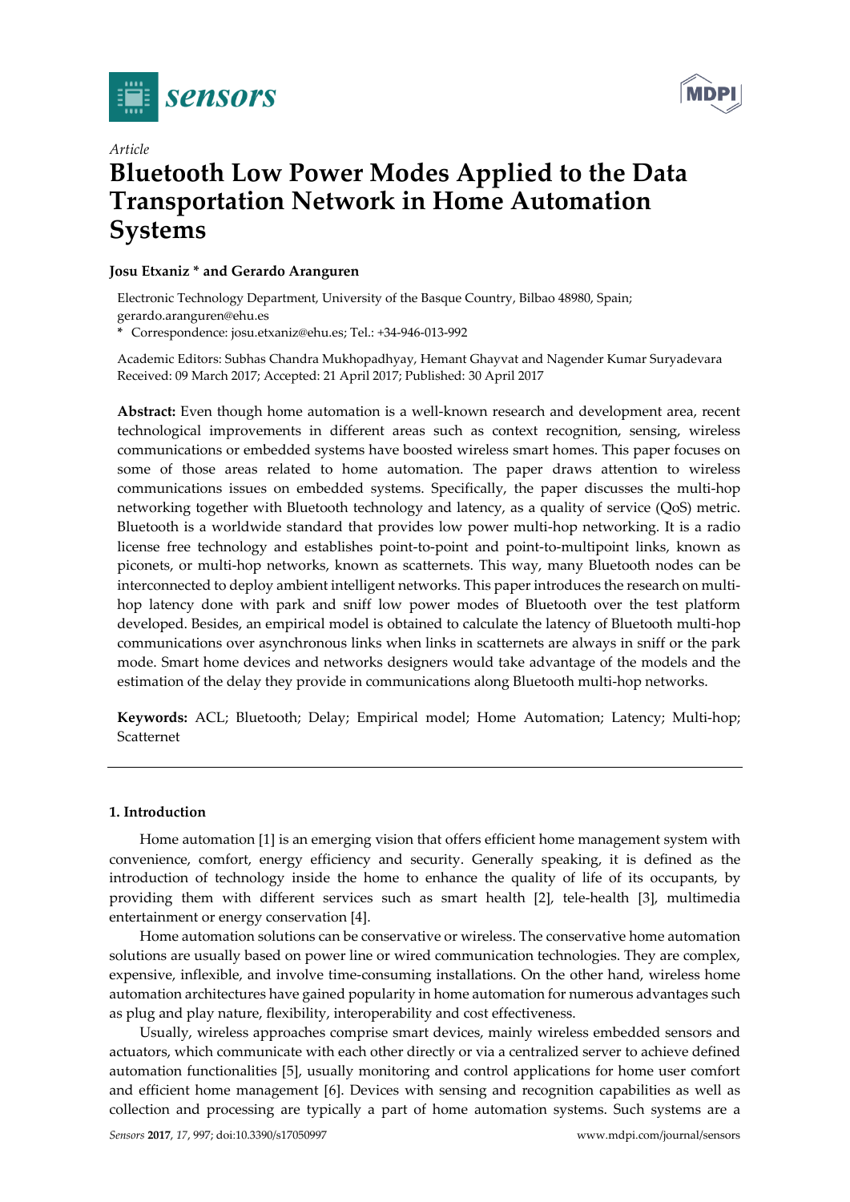*Article*

# Bluetooth Low Power Modes Applied to the Data Transportation Network in Home Automation Systems

**Josu Etxaniz * and Gerardo Aranguren**

Electronic Technology Department, University of the Basque Country, Bilbao 48980, Spain; gerardo.aranguren@ehu.es

**\*** Correspondence: josu.etxaniz@ehu.es; Tel.: +34-946-013-992

Academic Editors: Subhas Chandra Mukhopadhyay, Hemant Ghayvat and Nagender Kumar Suryadevara
Received: 09 March 2017; Accepted: 21 April 2017; Published: 30 April 2017

**Abstract:** Even though home automation is a well-known research and development area, recent technological improvements in different areas such as context recognition, sensing, wireless communications or embedded systems have boosted wireless smart homes. This paper focuses on some of those areas related to home automation. The paper draws attention to wireless communications issues on embedded systems. Specifically, the paper discusses the multi-hop networking together with Bluetooth technology and latency, as a quality of service (QoS) metric. Bluetooth is a worldwide standard that provides low power multi-hop networking. It is a radio license free technology and establishes point-to-point and point-to-multipoint links, known as piconets, or multi-hop networks, known as scatternets. This way, many Bluetooth nodes can be interconnected to deploy ambient intelligent networks. This paper introduces the research on multi-hop latency done with park and sniff low power modes of Bluetooth over the test platform developed. Besides, an empirical model is obtained to calculate the latency of Bluetooth multi-hop communications over asynchronous links when links in scatternets are always in sniff or the park mode. Smart home devices and networks designers would take advantage of the models and the estimation of the delay they provide in communications along Bluetooth multi-hop networks.

**Keywords:** ACL; Bluetooth; Delay; Empirical model; Home Automation; Latency; Multi-hop; Scatternet

## 1. Introduction

Home automation [1] is an emerging vision that offers efficient home management system with convenience, comfort, energy efficiency and security. Generally speaking, it is defined as the introduction of technology inside the home to enhance the quality of life of its occupants, by providing them with different services such as smart health [2], tele-health [3], multimedia entertainment or energy conservation [4].

Home automation solutions can be conservative or wireless. The conservative home automation solutions are usually based on power line or wired communication technologies. They are complex, expensive, inflexible, and involve time-consuming installations. On the other hand, wireless home automation architectures have gained popularity in home automation for numerous advantages such as plug and play nature, flexibility, interoperability and cost effectiveness.

Usually, wireless approaches comprise smart devices, mainly wireless embedded sensors and actuators, which communicate with each other directly or via a centralized server to achieve defined automation functionalities [5], usually monitoring and control applications for home user comfort and efficient home management [6]. Devices with sensing and recognition capabilities as well as collection and processing are typically a part of home automation systems. Such systems are a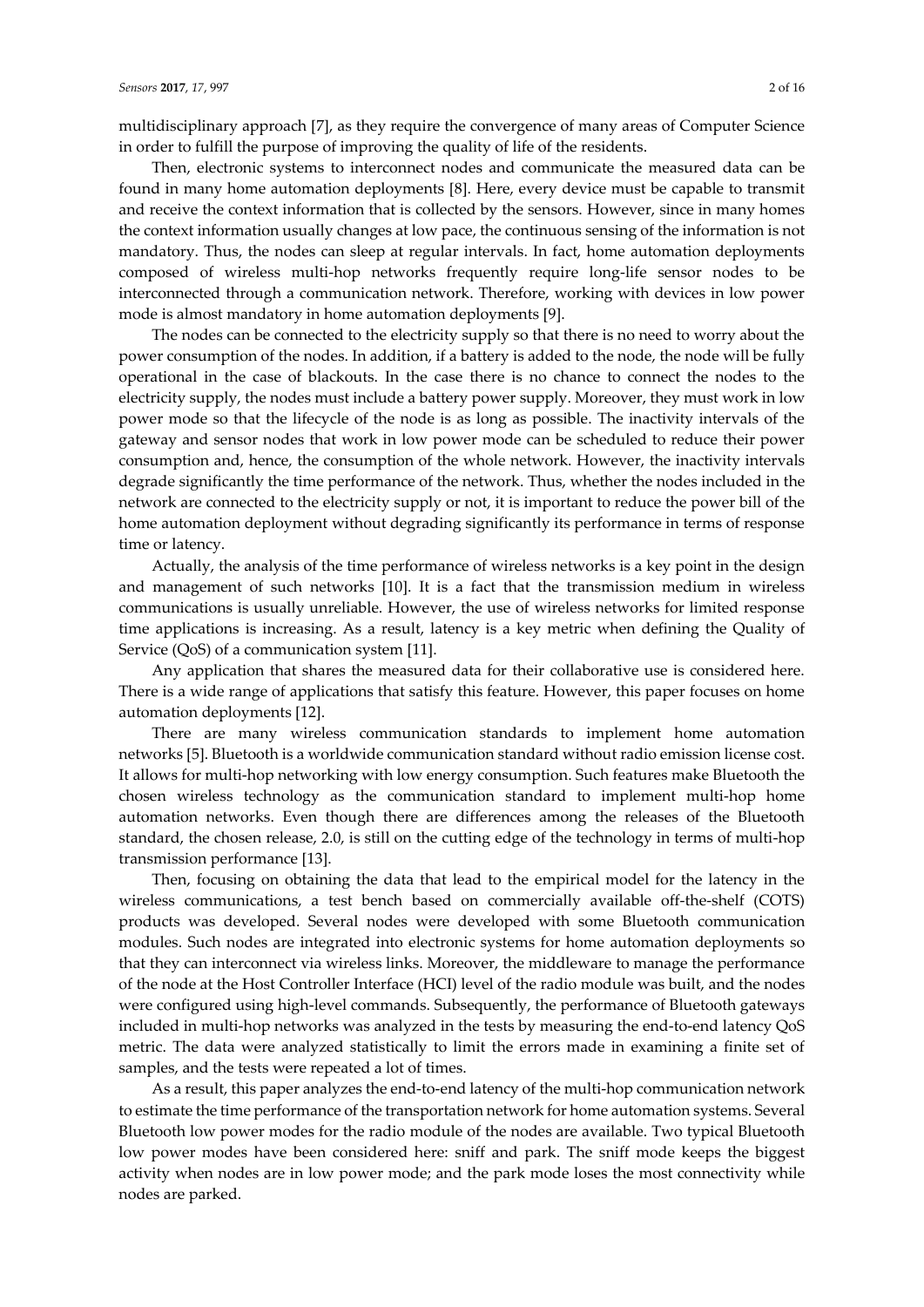multidisciplinary approach [7], as they require the convergence of many areas of Computer Science in order to fulfill the purpose of improving the quality of life of the residents.

Then, electronic systems to interconnect nodes and communicate the measured data can be found in many home automation deployments [8]. Here, every device must be capable to transmit and receive the context information that is collected by the sensors. However, since in many homes the context information usually changes at low pace, the continuous sensing of the information is not mandatory. Thus, the nodes can sleep at regular intervals. In fact, home automation deployments composed of wireless multi-hop networks frequently require long-life sensor nodes to be interconnected through a communication network. Therefore, working with devices in low power mode is almost mandatory in home automation deployments [9].

The nodes can be connected to the electricity supply so that there is no need to worry about the power consumption of the nodes. In addition, if a battery is added to the node, the node will be fully operational in the case of blackouts. In the case there is no chance to connect the nodes to the electricity supply, the nodes must include a battery power supply. Moreover, they must work in low power mode so that the lifecycle of the node is as long as possible. The inactivity intervals of the gateway and sensor nodes that work in low power mode can be scheduled to reduce their power consumption and, hence, the consumption of the whole network. However, the inactivity intervals degrade significantly the time performance of the network. Thus, whether the nodes included in the network are connected to the electricity supply or not, it is important to reduce the power bill of the home automation deployment without degrading significantly its performance in terms of response time or latency.

Actually, the analysis of the time performance of wireless networks is a key point in the design and management of such networks [10]. It is a fact that the transmission medium in wireless communications is usually unreliable. However, the use of wireless networks for limited response time applications is increasing. As a result, latency is a key metric when defining the Quality of Service (QoS) of a communication system [11].

Any application that shares the measured data for their collaborative use is considered here. There is a wide range of applications that satisfy this feature. However, this paper focuses on home automation deployments [12].

There are many wireless communication standards to implement home automation networks [5]. Bluetooth is a worldwide communication standard without radio emission license cost. It allows for multi-hop networking with low energy consumption. Such features make Bluetooth the chosen wireless technology as the communication standard to implement multi-hop home automation networks. Even though there are differences among the releases of the Bluetooth standard, the chosen release, 2.0, is still on the cutting edge of the technology in terms of multi-hop transmission performance [13].

Then, focusing on obtaining the data that lead to the empirical model for the latency in the wireless communications, a test bench based on commercially available off-the-shelf (COTS) products was developed. Several nodes were developed with some Bluetooth communication modules. Such nodes are integrated into electronic systems for home automation deployments so that they can interconnect via wireless links. Moreover, the middleware to manage the performance of the node at the Host Controller Interface (HCI) level of the radio module was built, and the nodes were configured using high-level commands. Subsequently, the performance of Bluetooth gateways included in multi-hop networks was analyzed in the tests by measuring the end-to-end latency QoS metric. The data were analyzed statistically to limit the errors made in examining a finite set of samples, and the tests were repeated a lot of times.

As a result, this paper analyzes the end-to-end latency of the multi-hop communication network to estimate the time performance of the transportation network for home automation systems. Several Bluetooth low power modes for the radio module of the nodes are available. Two typical Bluetooth low power modes have been considered here: sniff and park. The sniff mode keeps the biggest activity when nodes are in low power mode; and the park mode loses the most connectivity while nodes are parked.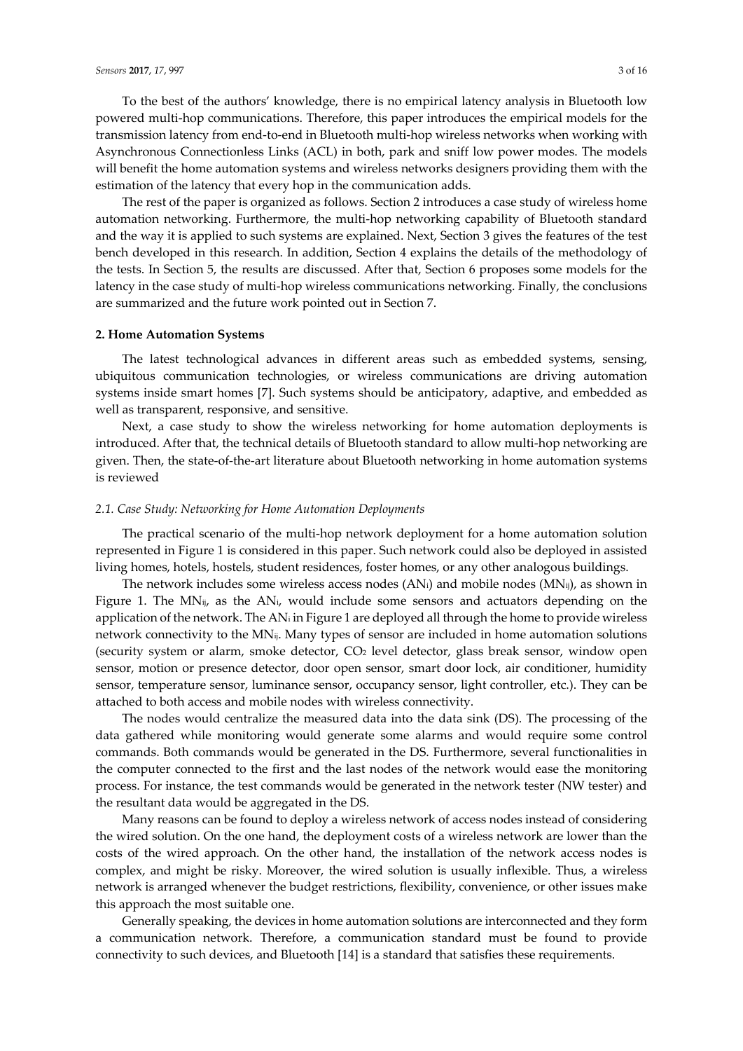To the best of the authors' knowledge, there is no empirical latency analysis in Bluetooth low powered multi-hop communications. Therefore, this paper introduces the empirical models for the transmission latency from end-to-end in Bluetooth multi-hop wireless networks when working with Asynchronous Connectionless Links (ACL) in both, park and sniff low power modes. The models will benefit the home automation systems and wireless networks designers providing them with the estimation of the latency that every hop in the communication adds.

The rest of the paper is organized as follows. Section 2 introduces a case study of wireless home automation networking. Furthermore, the multi-hop networking capability of Bluetooth standard and the way it is applied to such systems are explained. Next, Section 3 gives the features of the test bench developed in this research. In addition, Section 4 explains the details of the methodology of the tests. In Section 5, the results are discussed. After that, Section 6 proposes some models for the latency in the case study of multi-hop wireless communications networking. Finally, the conclusions are summarized and the future work pointed out in Section 7.

## 2. Home Automation Systems

The latest technological advances in different areas such as embedded systems, sensing, ubiquitous communication technologies, or wireless communications are driving automation systems inside smart homes [7]. Such systems should be anticipatory, adaptive, and embedded as well as transparent, responsive, and sensitive.

Next, a case study to show the wireless networking for home automation deployments is introduced. After that, the technical details of Bluetooth standard to allow multi-hop networking are given. Then, the state-of-the-art literature about Bluetooth networking in home automation systems is reviewed

### *2.1. Case Study: Networking for Home Automation Deployments*

The practical scenario of the multi-hop network deployment for a home automation solution represented in Figure 1 is considered in this paper. Such network could also be deployed in assisted living homes, hotels, hostels, student residences, foster homes, or any other analogous buildings.

The network includes some wireless access nodes ($AN_i$) and mobile nodes ($MN_{ij}$), as shown in Figure 1. The $MN_{ij}$, as the $AN_i$, would include some sensors and actuators depending on the application of the network. The $AN_i$ in Figure 1 are deployed all through the home to provide wireless network connectivity to the $MN_{ij}$. Many types of sensor are included in home automation solutions (security system or alarm, smoke detector, $CO_2$ level detector, glass break sensor, window open sensor, motion or presence detector, door open sensor, smart door lock, air conditioner, humidity sensor, temperature sensor, luminance sensor, occupancy sensor, light controller, etc.). They can be attached to both access and mobile nodes with wireless connectivity.

The nodes would centralize the measured data into the data sink (DS). The processing of the data gathered while monitoring would generate some alarms and would require some control commands. Both commands would be generated in the DS. Furthermore, several functionalities in the computer connected to the first and the last nodes of the network would ease the monitoring process. For instance, the test commands would be generated in the network tester (NW tester) and the resultant data would be aggregated in the DS.

Many reasons can be found to deploy a wireless network of access nodes instead of considering the wired solution. On the one hand, the deployment costs of a wireless network are lower than the costs of the wired approach. On the other hand, the installation of the network access nodes is complex, and might be risky. Moreover, the wired solution is usually inflexible. Thus, a wireless network is arranged whenever the budget restrictions, flexibility, convenience, or other issues make this approach the most suitable one.

Generally speaking, the devices in home automation solutions are interconnected and they form a communication network. Therefore, a communication standard must be found to provide connectivity to such devices, and Bluetooth [14] is a standard that satisfies these requirements.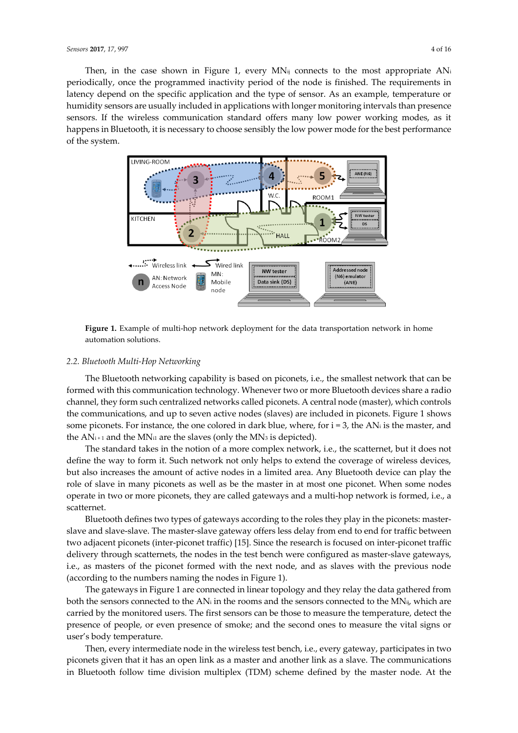Then, in the case shown in Figure 1, every $MN_{ij}$ connects to the most appropriate $AN_i$ periodically, once the programmed inactivity period of the node is finished. The requirements in latency depend on the specific application and the type of sensor. As an example, temperature or humidity sensors are usually included in applications with longer monitoring intervals than presence sensors. If the wireless communication standard offers many low power working modes, as it happens in Bluetooth, it is necessary to choose sensibly the low power mode for the best performance of the system.

**Figure 1.** Example of multi-hop network deployment for the data transportation network in home automation solutions.

## *2.2. Bluetooth Multi-Hop Networking*

The Bluetooth networking capability is based on piconets, i.e., the smallest network that can be formed with this communication technology. Whenever two or more Bluetooth devices share a radio channel, they form such centralized networks called piconets. A central node (master), which controls the communications, and up to seven active nodes (slaves) are included in piconets. Figure 1 shows some piconets. For instance, the one colored in dark blue, where, for i = 3, the $AN_i$ is the master, and the $AN_{i+1}$ and the $MN_{i1}$ are the slaves (only the $MN_3$ is depicted).

The standard takes in the notion of a more complex network, i.e., the scatternet, but it does not define the way to form it. Such network not only helps to extend the coverage of wireless devices, but also increases the amount of active nodes in a limited area. Any Bluetooth device can play the role of slave in many piconets as well as be the master in at most one piconet. When some nodes operate in two or more piconets, they are called gateways and a multi-hop network is formed, i.e., a scatternet.

Bluetooth defines two types of gateways according to the roles they play in the piconets: master-slave and slave-slave. The master-slave gateway offers less delay from end to end for traffic between two adjacent piconets (inter-piconet traffic) [15]. Since the research is focused on inter-piconet traffic delivery through scatternets, the nodes in the test bench were configured as master-slave gateways, i.e., as masters of the piconet formed with the next node, and as slaves with the previous node (according to the numbers naming the nodes in Figure 1).

The gateways in Figure 1 are connected in linear topology and they relay the data gathered from both the sensors connected to the $AN_i$ in the rooms and the sensors connected to the $MN_{ij}$, which are carried by the monitored users. The first sensors can be those to measure the temperature, detect the presence of people, or even presence of smoke; and the second ones to measure the vital signs or user's body temperature.

Then, every intermediate node in the wireless test bench, i.e., every gateway, participates in two piconets given that it has an open link as a master and another link as a slave. The communications in Bluetooth follow time division multiplex (TDM) scheme defined by the master node. At the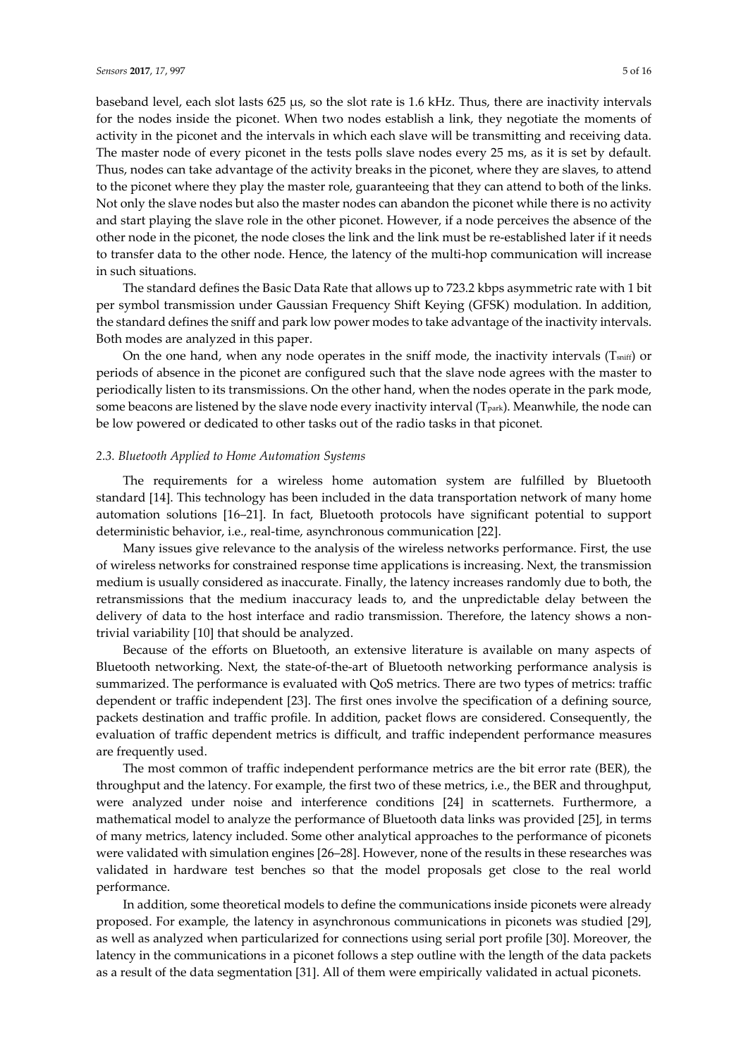baseband level, each slot lasts 625 μs, so the slot rate is 1.6 kHz. Thus, there are inactivity intervals for the nodes inside the piconet. When two nodes establish a link, they negotiate the moments of activity in the piconet and the intervals in which each slave will be transmitting and receiving data. The master node of every piconet in the tests polls slave nodes every 25 ms, as it is set by default. Thus, nodes can take advantage of the activity breaks in the piconet, where they are slaves, to attend to the piconet where they play the master role, guaranteeing that they can attend to both of the links. Not only the slave nodes but also the master nodes can abandon the piconet while there is no activity and start playing the slave role in the other piconet. However, if a node perceives the absence of the other node in the piconet, the node closes the link and the link must be re-established later if it needs to transfer data to the other node. Hence, the latency of the multi-hop communication will increase in such situations.

The standard defines the Basic Data Rate that allows up to 723.2 kbps asymmetric rate with 1 bit per symbol transmission under Gaussian Frequency Shift Keying (GFSK) modulation. In addition, the standard defines the sniff and park low power modes to take advantage of the inactivity intervals. Both modes are analyzed in this paper.

On the one hand, when any node operates in the sniff mode, the inactivity intervals ($T_{sniff}$) or periods of absence in the piconet are configured such that the slave node agrees with the master to periodically listen to its transmissions. On the other hand, when the nodes operate in the park mode, some beacons are listened by the slave node every inactivity interval ($T_{park}$). Meanwhile, the node can be low powered or dedicated to other tasks out of the radio tasks in that piconet.

### *2.3. Bluetooth Applied to Home Automation Systems*

The requirements for a wireless home automation system are fulfilled by Bluetooth standard [14]. This technology has been included in the data transportation network of many home automation solutions [16–21]. In fact, Bluetooth protocols have significant potential to support deterministic behavior, i.e., real-time, asynchronous communication [22].

Many issues give relevance to the analysis of the wireless networks performance. First, the use of wireless networks for constrained response time applications is increasing. Next, the transmission medium is usually considered as inaccurate. Finally, the latency increases randomly due to both, the retransmissions that the medium inaccuracy leads to, and the unpredictable delay between the delivery of data to the host interface and radio transmission. Therefore, the latency shows a non-trivial variability [10] that should be analyzed.

Because of the efforts on Bluetooth, an extensive literature is available on many aspects of Bluetooth networking. Next, the state-of-the-art of Bluetooth networking performance analysis is summarized. The performance is evaluated with QoS metrics. There are two types of metrics: traffic dependent or traffic independent [23]. The first ones involve the specification of a defining source, packets destination and traffic profile. In addition, packet flows are considered. Consequently, the evaluation of traffic dependent metrics is difficult, and traffic independent performance measures are frequently used.

The most common of traffic independent performance metrics are the bit error rate (BER), the throughput and the latency. For example, the first two of these metrics, i.e., the BER and throughput, were analyzed under noise and interference conditions [24] in scatternets. Furthermore, a mathematical model to analyze the performance of Bluetooth data links was provided [25], in terms of many metrics, latency included. Some other analytical approaches to the performance of piconets were validated with simulation engines [26–28]. However, none of the results in these researches was validated in hardware test benches so that the model proposals get close to the real world performance.

In addition, some theoretical models to define the communications inside piconets were already proposed. For example, the latency in asynchronous communications in piconets was studied [29], as well as analyzed when particularized for connections using serial port profile [30]. Moreover, the latency in the communications in a piconet follows a step outline with the length of the data packets as a result of the data segmentation [31]. All of them were empirically validated in actual piconets.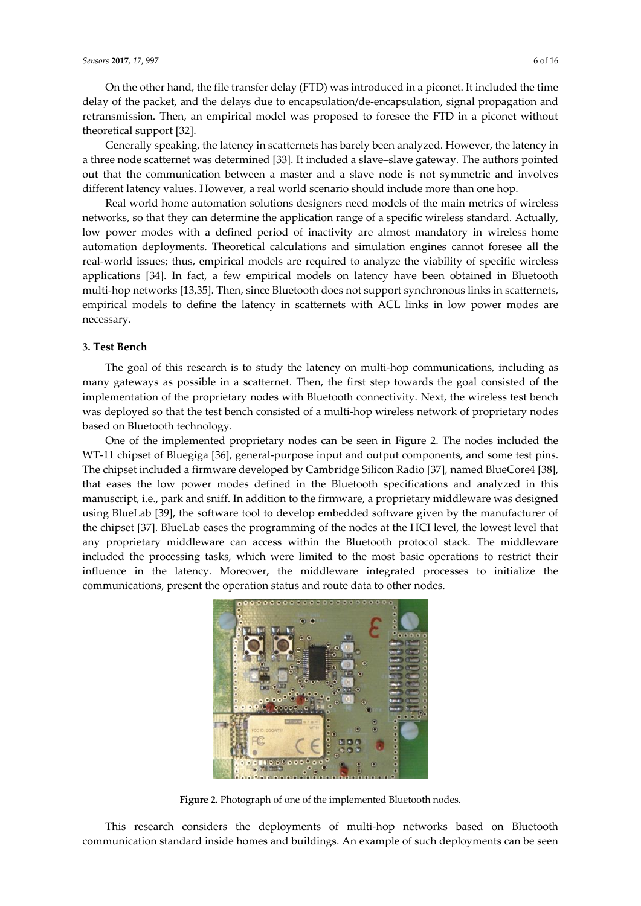On the other hand, the file transfer delay (FTD) was introduced in a piconet. It included the time delay of the packet, and the delays due to encapsulation/de-encapsulation, signal propagation and retransmission. Then, an empirical model was proposed to foresee the FTD in a piconet without theoretical support [32].

Generally speaking, the latency in scatternets has barely been analyzed. However, the latency in a three node scatternet was determined [33]. It included a slave–slave gateway. The authors pointed out that the communication between a master and a slave node is not symmetric and involves different latency values. However, a real world scenario should include more than one hop.

Real world home automation solutions designers need models of the main metrics of wireless networks, so that they can determine the application range of a specific wireless standard. Actually, low power modes with a defined period of inactivity are almost mandatory in wireless home automation deployments. Theoretical calculations and simulation engines cannot foresee all the real-world issues; thus, empirical models are required to analyze the viability of specific wireless applications [34]. In fact, a few empirical models on latency have been obtained in Bluetooth multi-hop networks [13,35]. Then, since Bluetooth does not support synchronous links in scatternets, empirical models to define the latency in scatternets with ACL links in low power modes are necessary.

## 3. Test Bench

The goal of this research is to study the latency on multi-hop communications, including as many gateways as possible in a scatternet. Then, the first step towards the goal consisted of the implementation of the proprietary nodes with Bluetooth connectivity. Next, the wireless test bench was deployed so that the test bench consisted of a multi-hop wireless network of proprietary nodes based on Bluetooth technology.

One of the implemented proprietary nodes can be seen in Figure 2. The nodes included the WT-11 chipset of Bluegiga [36], general-purpose input and output components, and some test pins. The chipset included a firmware developed by Cambridge Silicon Radio [37], named BlueCore4 [38], that eases the low power modes defined in the Bluetooth specifications and analyzed in this manuscript, i.e., park and sniff. In addition to the firmware, a proprietary middleware was designed using BlueLab [39], the software tool to develop embedded software given by the manufacturer of the chipset [37]. BlueLab eases the programming of the nodes at the HCI level, the lowest level that any proprietary middleware can access within the Bluetooth protocol stack. The middleware included the processing tasks, which were limited to the most basic operations to restrict their influence in the latency. Moreover, the middleware integrated processes to initialize the communications, present the operation status and route data to other nodes.

**Figure 2.** Photograph of one of the implemented Bluetooth nodes.

This research considers the deployments of multi-hop networks based on Bluetooth communication standard inside homes and buildings. An example of such deployments can be seen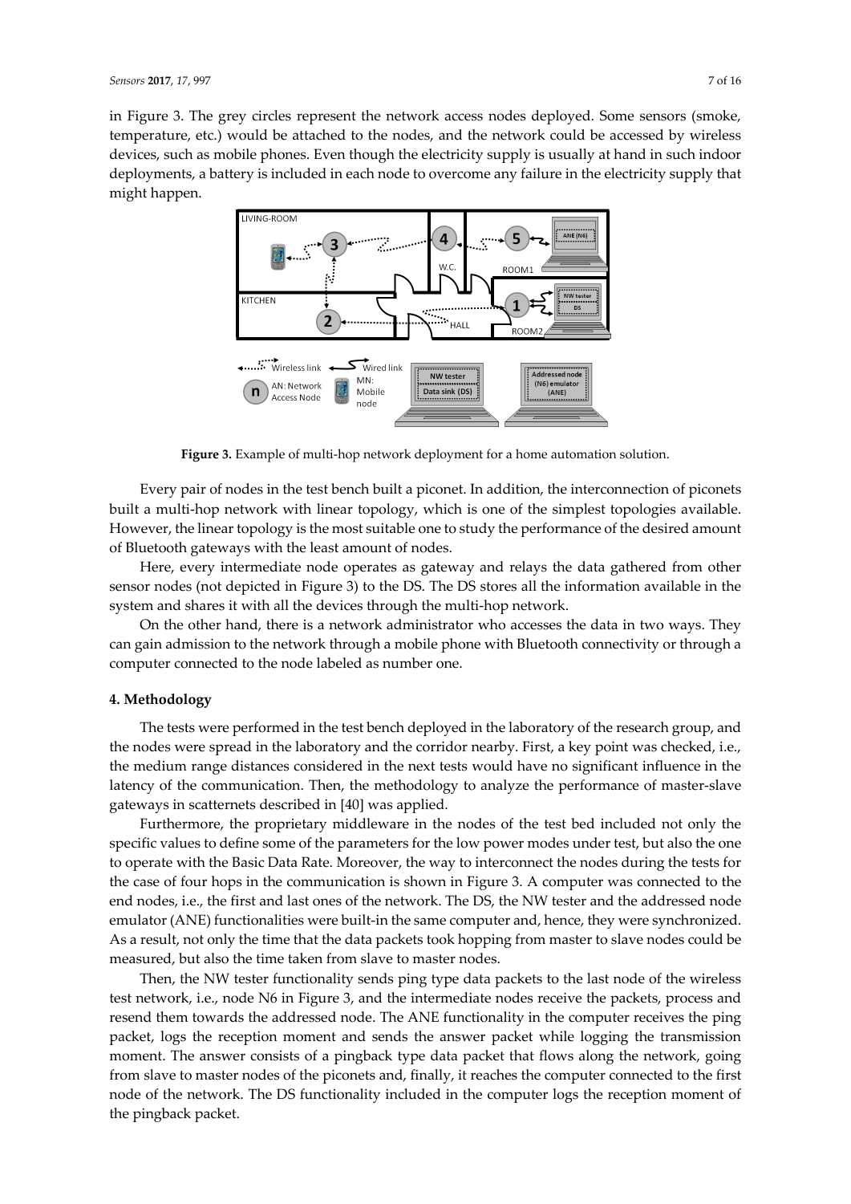in Figure 3. The grey circles represent the network access nodes deployed. Some sensors (smoke, temperature, etc.) would be attached to the nodes, and the network could be accessed by wireless devices, such as mobile phones. Even though the electricity supply is usually at hand in such indoor deployments, a battery is included in each node to overcome any failure in the electricity supply that might happen.

**Figure 3.** Example of multi-hop network deployment for a home automation solution.

Every pair of nodes in the test bench built a piconet. In addition, the interconnection of piconets built a multi-hop network with linear topology, which is one of the simplest topologies available. However, the linear topology is the most suitable one to study the performance of the desired amount of Bluetooth gateways with the least amount of nodes.

Here, every intermediate node operates as gateway and relays the data gathered from other sensor nodes (not depicted in Figure 3) to the DS. The DS stores all the information available in the system and shares it with all the devices through the multi-hop network.

On the other hand, there is a network administrator who accesses the data in two ways. They can gain admission to the network through a mobile phone with Bluetooth connectivity or through a computer connected to the node labeled as number one.

## 4. Methodology

The tests were performed in the test bench deployed in the laboratory of the research group, and the nodes were spread in the laboratory and the corridor nearby. First, a key point was checked, i.e., the medium range distances considered in the next tests would have no significant influence in the latency of the communication. Then, the methodology to analyze the performance of master-slave gateways in scatternets described in [40] was applied.

Furthermore, the proprietary middleware in the nodes of the test bed included not only the specific values to define some of the parameters for the low power modes under test, but also the one to operate with the Basic Data Rate. Moreover, the way to interconnect the nodes during the tests for the case of four hops in the communication is shown in Figure 3. A computer was connected to the end nodes, i.e., the first and last ones of the network. The DS, the NW tester and the addressed node emulator (ANE) functionalities were built-in the same computer and, hence, they were synchronized. As a result, not only the time that the data packets took hopping from master to slave nodes could be measured, but also the time taken from slave to master nodes.

Then, the NW tester functionality sends ping type data packets to the last node of the wireless test network, i.e., node N6 in Figure 3, and the intermediate nodes receive the packets, process and resend them towards the addressed node. The ANE functionality in the computer receives the ping packet, logs the reception moment and sends the answer packet while logging the transmission moment. The answer consists of a pingback type data packet that flows along the network, going from slave to master nodes of the piconets and, finally, it reaches the computer connected to the first node of the network. The DS functionality included in the computer logs the reception moment of the pingback packet.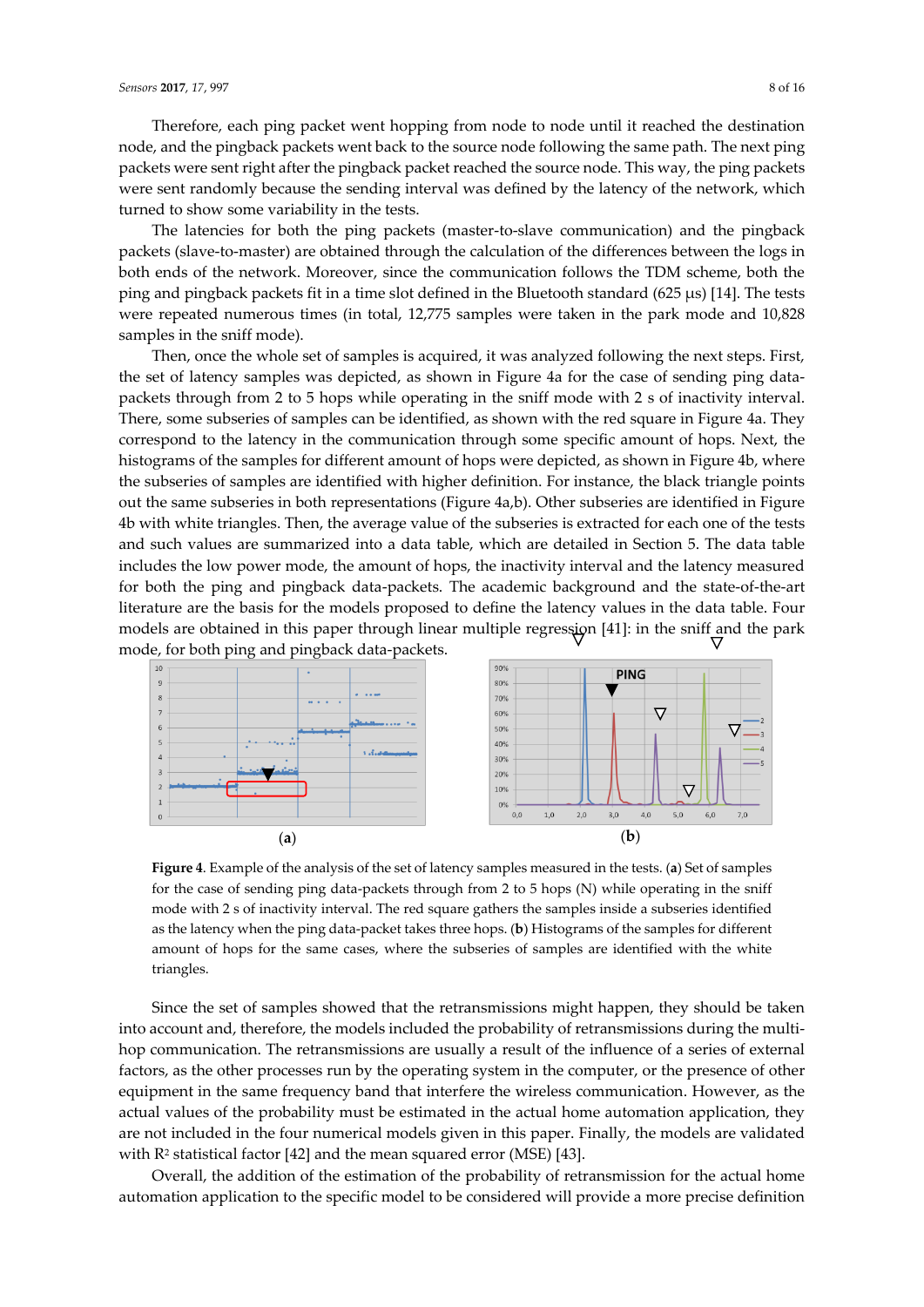Therefore, each ping packet went hopping from node to node until it reached the destination node, and the pingback packets went back to the source node following the same path. The next ping packets were sent right after the pingback packet reached the source node. This way, the ping packets were sent randomly because the sending interval was defined by the latency of the network, which turned to show some variability in the tests.

The latencies for both the ping packets (master-to-slave communication) and the pingback packets (slave-to-master) are obtained through the calculation of the differences between the logs in both ends of the network. Moreover, since the communication follows the TDM scheme, both the ping and pingback packets fit in a time slot defined in the Bluetooth standard (625 µs) [14]. The tests were repeated numerous times (in total, 12,775 samples were taken in the park mode and 10,828 samples in the sniff mode).

Then, once the whole set of samples is acquired, it was analyzed following the next steps. First, the set of latency samples was depicted, as shown in Figure 4a for the case of sending ping data-packets through from 2 to 5 hops while operating in the sniff mode with 2 s of inactivity interval. There, some subseries of samples can be identified, as shown with the red square in Figure 4a. They correspond to the latency in the communication through some specific amount of hops. Next, the histograms of the samples for different amount of hops were depicted, as shown in Figure 4b, where the subseries of samples are identified with higher definition. For instance, the black triangle points out the same subseries in both representations (Figure 4a,b). Other subseries are identified in Figure 4b with white triangles. Then, the average value of the subseries is extracted for each one of the tests and such values are summarized into a data table, which are detailed in Section 5. The data table includes the low power mode, the amount of hops, the inactivity interval and the latency measured for both the ping and pingback data-packets. The academic background and the state-of-the-art literature are the basis for the models proposed to define the latency values in the data table. Four models are obtained in this paper through linear multiple regression [41]: in the sniff and the park mode, for both ping and pingback data-packets.

**Figure 4.** Example of the analysis of the set of latency samples measured in the tests. (**a**) Set of samples for the case of sending ping data-packets through from 2 to 5 hops (N) while operating in the sniff mode with 2 s of inactivity interval. The red square gathers the samples inside a subseries identified as the latency when the ping data-packet takes three hops. (**b**) Histograms of the samples for different amount of hops for the same cases, where the subseries of samples are identified with the white triangles.

Since the set of samples showed that the retransmissions might happen, they should be taken into account and, therefore, the models included the probability of retransmissions during the multi-hop communication. The retransmissions are usually a result of the influence of a series of external factors, as the other processes run by the operating system in the computer, or the presence of other equipment in the same frequency band that interfere the wireless communication. However, as the actual values of the probability must be estimated in the actual home automation application, they are not included in the four numerical models given in this paper. Finally, the models are validated with $R^2$ statistical factor [42] and the mean squared error (MSE) [43].

Overall, the addition of the estimation of the probability of retransmission for the actual home automation application to the specific model to be considered will provide a more precise definition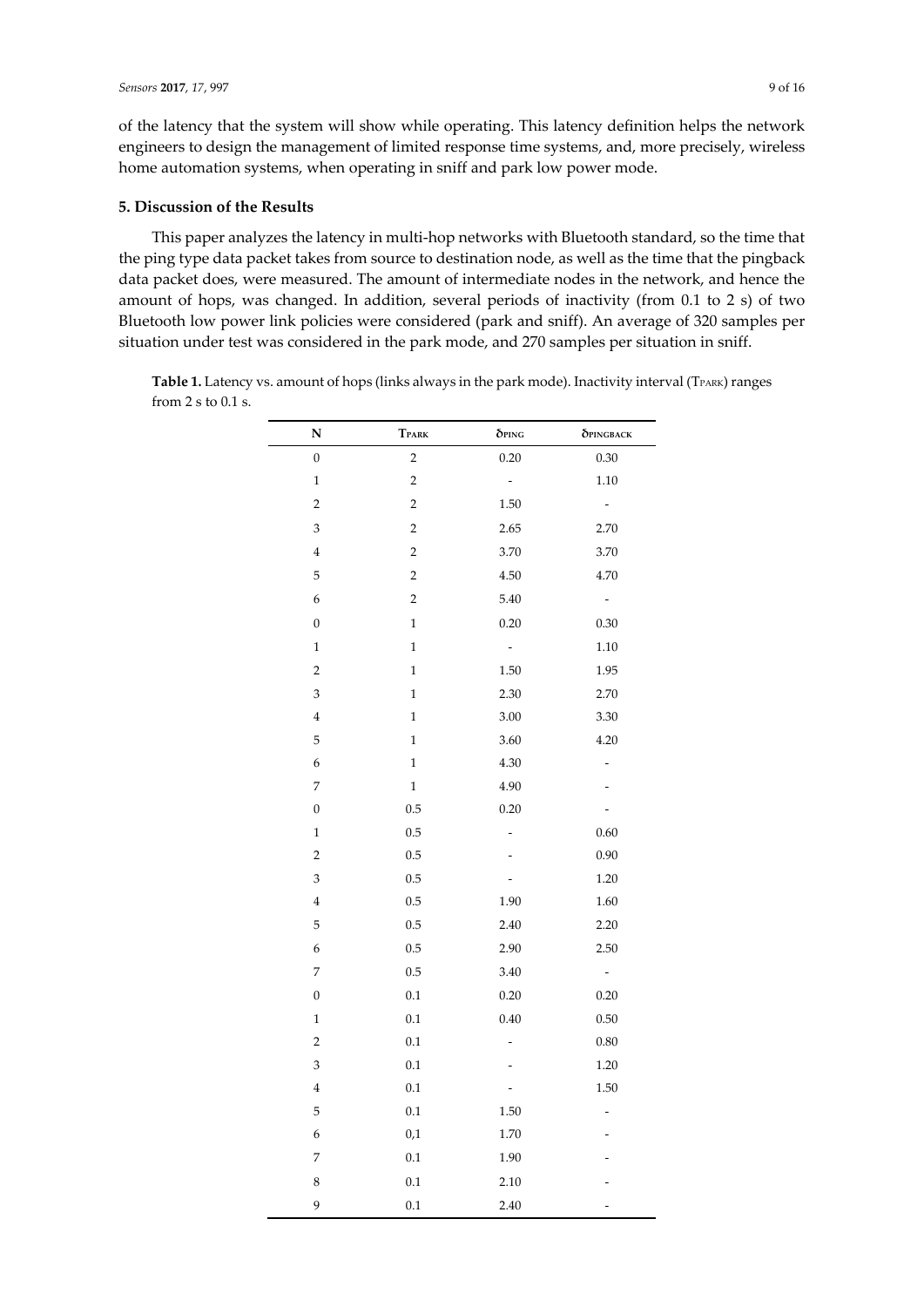of the latency that the system will show while operating. This latency definition helps the network engineers to design the management of limited response time systems, and, more precisely, wireless home automation systems, when operating in sniff and park low power mode.

## 5. Discussion of the Results

This paper analyzes the latency in multi-hop networks with Bluetooth standard, so the time that the ping type data packet takes from source to destination node, as well as the time that the pingback data packet does, were measured. The amount of intermediate nodes in the network, and hence the amount of hops, was changed. In addition, several periods of inactivity (from 0.1 to 2 s) of two Bluetooth low power link policies were considered (park and sniff). An average of 320 samples per situation under test was considered in the park mode, and 270 samples per situation in sniff.

**Table 1.** Latency vs. amount of hops (links always in the park mode). Inactivity interval ($T_{PARK}$) ranges from 2 s to 0.1 s.

| N | $T_{PARK}$ | $\delta_{PING}$ | $\delta_{PINGBACK}$ |
|---|---|---|---|
| 0 | 2 | 0.20 | 0.30 |
| 1 | 2 | - | 1.10 |
| 2 | 2 | 1.50 | - |
| 3 | 2 | 2.65 | 2.70 |
| 4 | 2 | 3.70 | 3.70 |
| 5 | 2 | 4.50 | 4.70 |
| 6 | 2 | 5.40 | - |
| 0 | 1 | 0.20 | 0.30 |
| 1 | 1 | - | 1.10 |
| 2 | 1 | 1.50 | 1.95 |
| 3 | 1 | 2.30 | 2.70 |
| 4 | 1 | 3.00 | 3.30 |
| 5 | 1 | 3.60 | 4.20 |
| 6 | 1 | 4.30 | - |
| 7 | 1 | 4.90 | - |
| 0 | 0.5 | 0.20 | - |
| 1 | 0.5 | - | 0.60 |
| 2 | 0.5 | - | 0.90 |
| 3 | 0.5 | - | 1.20 |
| 4 | 0.5 | 1.90 | 1.60 |
| 5 | 0.5 | 2.40 | 2.20 |
| 6 | 0.5 | 2.90 | 2.50 |
| 7 | 0.5 | 3.40 | - |
| 0 | 0.1 | 0.20 | 0.20 |
| 1 | 0.1 | 0.40 | 0.50 |
| 2 | 0.1 | - | 0.80 |
| 3 | 0.1 | - | 1.20 |
| 4 | 0.1 | - | 1.50 |
| 5 | 0.1 | 1.50 | - |
| 6 | 0,1 | 1.70 | - |
| 7 | 0.1 | 1.90 | - |
| 8 | 0.1 | 2.10 | - |
| 9 | 0.1 | 2.40 | - |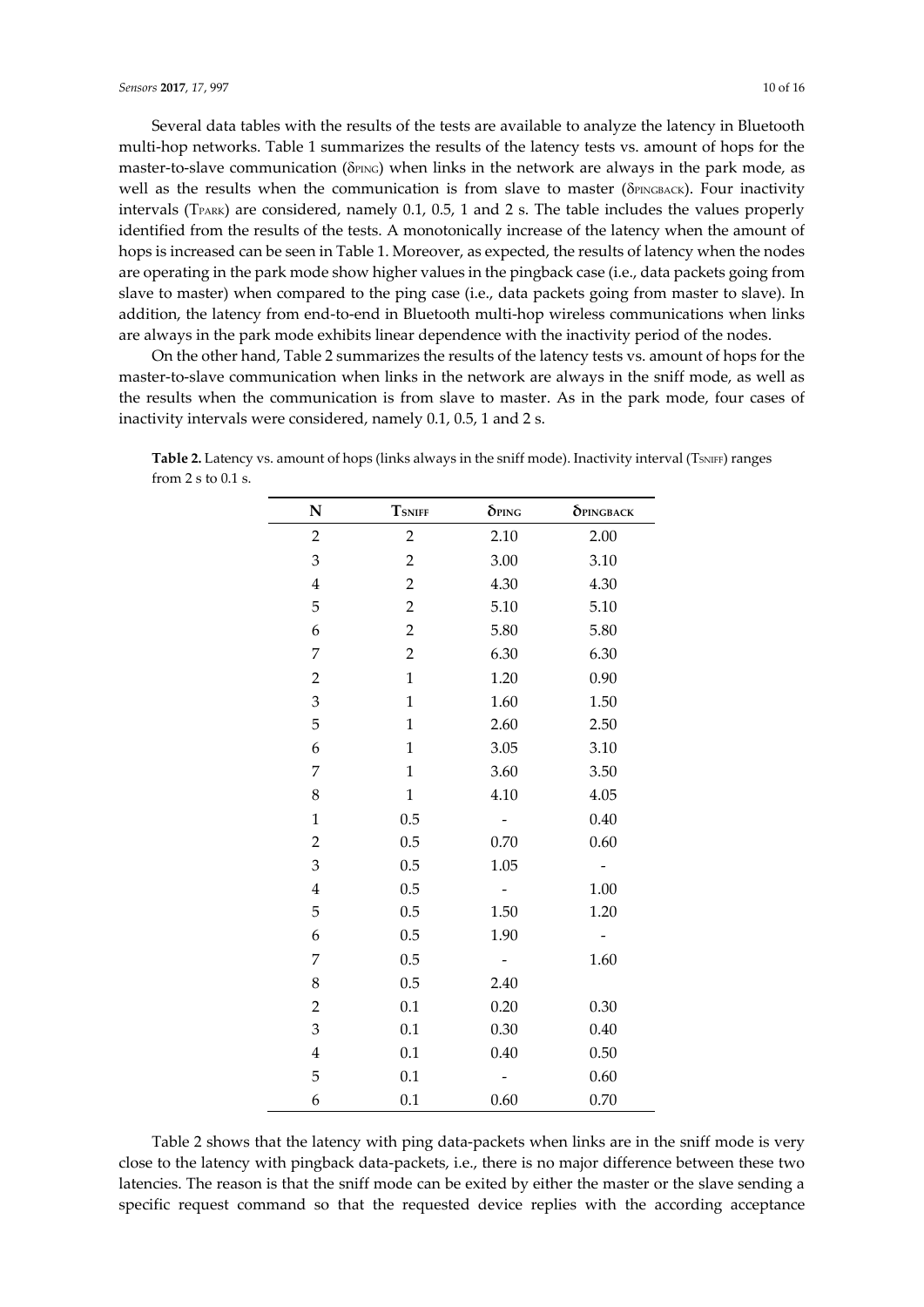Several data tables with the results of the tests are available to analyze the latency in Bluetooth multi-hop networks. Table 1 summarizes the results of the latency tests vs. amount of hops for the master-to-slave communication ($\delta_{PING}$) when links in the network are always in the park mode, as well as the results when the communication is from slave to master ($\delta_{PINGBACK}$). Four inactivity intervals ($T_{PARK}$) are considered, namely 0.1, 0.5, 1 and 2 s. The table includes the values properly identified from the results of the tests. A monotonically increase of the latency when the amount of hops is increased can be seen in Table 1. Moreover, as expected, the results of latency when the nodes are operating in the park mode show higher values in the pingback case (i.e., data packets going from slave to master) when compared to the ping case (i.e., data packets going from master to slave). In addition, the latency from end-to-end in Bluetooth multi-hop wireless communications when links are always in the park mode exhibits linear dependence with the inactivity period of the nodes.

On the other hand, Table 2 summarizes the results of the latency tests vs. amount of hops for the master-to-slave communication when links in the network are always in the sniff mode, as well as the results when the communication is from slave to master. As in the park mode, four cases of inactivity intervals were considered, namely 0.1, 0.5, 1 and 2 s.

**Table 2.** Latency vs. amount of hops (links always in the sniff mode). Inactivity interval ($T_{SNIFF}$) ranges from 2 s to 0.1 s.

| N | $T_{SNIFF}$ | $\delta_{PING}$ | $\delta_{PINGBACK}$ |
|---|---|---|---|
| 2 | 2 | 2.10 | 2.00 |
| 3 | 2 | 3.00 | 3.10 |
| 4 | 2 | 4.30 | 4.30 |
| 5 | 2 | 5.10 | 5.10 |
| 6 | 2 | 5.80 | 5.80 |
| 7 | 2 | 6.30 | 6.30 |
| 2 | 1 | 1.20 | 0.90 |
| 3 | 1 | 1.60 | 1.50 |
| 5 | 1 | 2.60 | 2.50 |
| 6 | 1 | 3.05 | 3.10 |
| 7 | 1 | 3.60 | 3.50 |
| 8 | 1 | 4.10 | 4.05 |
| 1 | 0.5 | - | 0.40 |
| 2 | 0.5 | 0.70 | 0.60 |
| 3 | 0.5 | 1.05 | - |
| 4 | 0.5 | - | 1.00 |
| 5 | 0.5 | 1.50 | 1.20 |
| 6 | 0.5 | 1.90 | - |
| 7 | 0.5 | - | 1.60 |
| 8 | 0.5 | 2.40 | |
| 2 | 0.1 | 0.20 | 0.30 |
| 3 | 0.1 | 0.30 | 0.40 |
| 4 | 0.1 | 0.40 | 0.50 |
| 5 | 0.1 | - | 0.60 |
| 6 | 0.1 | 0.60 | 0.70 |

Table 2 shows that the latency with ping data-packets when links are in the sniff mode is very close to the latency with pingback data-packets, i.e., there is no major difference between these two latencies. The reason is that the sniff mode can be exited by either the master or the slave sending a specific request command so that the requested device replies with the according acceptance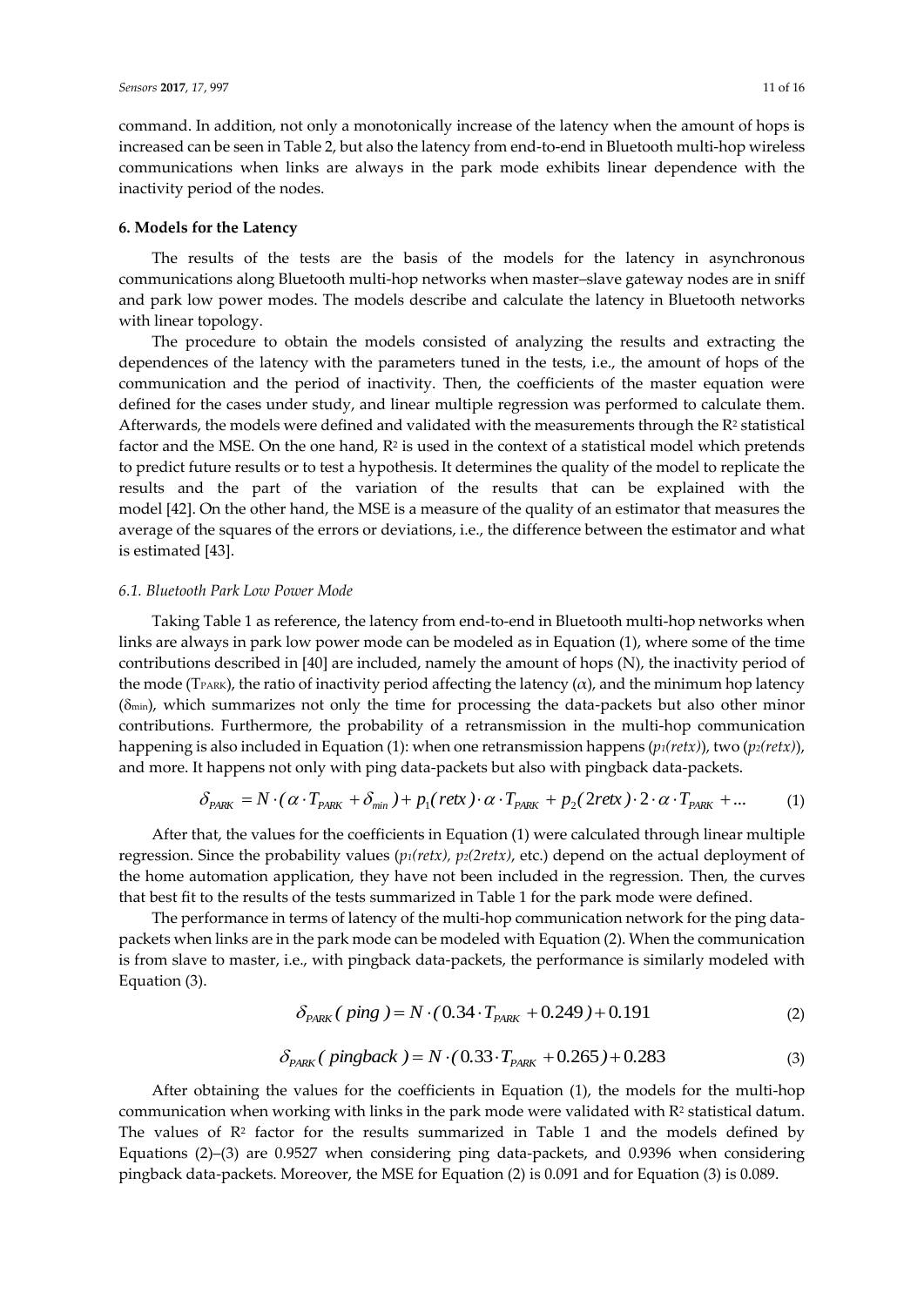command. In addition, not only a monotonically increase of the latency when the amount of hops is increased can be seen in Table 2, but also the latency from end-to-end in Bluetooth multi-hop wireless communications when links are always in the park mode exhibits linear dependence with the inactivity period of the nodes.

## 6. Models for the Latency

The results of the tests are the basis of the models for the latency in asynchronous communications along Bluetooth multi-hop networks when master–slave gateway nodes are in sniff and park low power modes. The models describe and calculate the latency in Bluetooth networks with linear topology.

The procedure to obtain the models consisted of analyzing the results and extracting the dependences of the latency with the parameters tuned in the tests, i.e., the amount of hops of the communication and the period of inactivity. Then, the coefficients of the master equation were defined for the cases under study, and linear multiple regression was performed to calculate them. Afterwards, the models were defined and validated with the measurements through the $R^2$ statistical factor and the MSE. On the one hand, $R^2$ is used in the context of a statistical model which pretends to predict future results or to test a hypothesis. It determines the quality of the model to replicate the results and the part of the variation of the results that can be explained with the model [42]. On the other hand, the MSE is a measure of the quality of an estimator that measures the average of the squares of the errors or deviations, i.e., the difference between the estimator and what is estimated [43].

### 6.1. Bluetooth Park Low Power Mode

Taking Table 1 as reference, the latency from end-to-end in Bluetooth multi-hop networks when links are always in park low power mode can be modeled as in Equation (1), where some of the time contributions described in [40] are included, namely the amount of hops (N), the inactivity period of the mode ($T_{PARK}$), the ratio of inactivity period affecting the latency ($\alpha$), and the minimum hop latency ($\delta_{min}$), which summarizes not only the time for processing the data-packets but also other minor contributions. Furthermore, the probability of a retransmission in the multi-hop communication happening is also included in Equation (1): when one retransmission happens ($p_1(retx)$), two ($p_2(retx)$), and more. It happens not only with ping data-packets but also with pingback data-packets.

$$\delta_{PARK} = N \cdot (\alpha \cdot T_{PARK} + \delta_{min}) + p_1(retx) \cdot \alpha \cdot T_{PARK} + p_2(2retx) \cdot 2 \cdot \alpha \cdot T_{PARK} + \ldots \quad (1)$$

After that, the values for the coefficients in Equation (1) were calculated through linear multiple regression. Since the probability values ($p_1(retx)$, $p_2(2retx)$, etc.) depend on the actual deployment of the home automation application, they have not been included in the regression. Then, the curves that best fit to the results of the tests summarized in Table 1 for the park mode were defined.

The performance in terms of latency of the multi-hop communication network for the ping data-packets when links are in the park mode can be modeled with Equation (2). When the communication is from slave to master, i.e., with pingback data-packets, the performance is similarly modeled with Equation (3).

$$\delta_{PARK}(ping) = N \cdot (0.34 \cdot T_{PARK} + 0.249) + 0.191 \quad (2)$$

$$\delta_{PARK}(pingback) = N \cdot (0.33 \cdot T_{PARK} + 0.265) + 0.283 \quad (3)$$

After obtaining the values for the coefficients in Equation (1), the models for the multi-hop communication when working with links in the park mode were validated with $R^2$ statistical datum. The values of $R^2$ factor for the results summarized in Table 1 and the models defined by Equations (2)–(3) are 0.9527 when considering ping data-packets, and 0.9396 when considering pingback data-packets. Moreover, the MSE for Equation (2) is 0.091 and for Equation (3) is 0.089.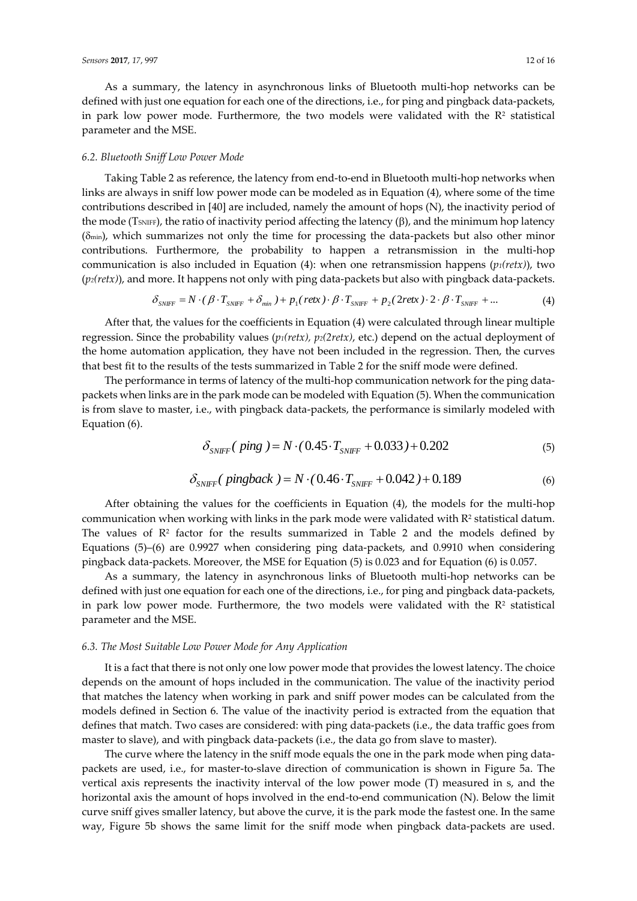As a summary, the latency in asynchronous links of Bluetooth multi-hop networks can be defined with just one equation for each one of the directions, i.e., for ping and pingback data-packets, in park low power mode. Furthermore, the two models were validated with the $R^2$ statistical parameter and the MSE.

### 6.2. Bluetooth Sniff Low Power Mode

Taking Table 2 as reference, the latency from end-to-end in Bluetooth multi-hop networks when links are always in sniff low power mode can be modeled as in Equation (4), where some of the time contributions described in [40] are included, namely the amount of hops (N), the inactivity period of the mode ($T_{SNIFF}$), the ratio of inactivity period affecting the latency ($\beta$), and the minimum hop latency ($\delta_{min}$), which summarizes not only the time for processing the data-packets but also other minor contributions. Furthermore, the probability to happen a retransmission in the multi-hop communication is also included in Equation (4): when one retransmission happens ($p_1(retx)$), two ($p_2(retx)$), and more. It happens not only with ping data-packets but also with pingback data-packets.

$$\delta_{SNIFF} = N \cdot (\beta \cdot T_{SNIFF} + \delta_{min}) + p_1(retx) \cdot \beta \cdot T_{SNIFF} + p_2(2retx) \cdot 2 \cdot \beta \cdot T_{SNIFF} + \ldots \quad (4)$$

After that, the values for the coefficients in Equation (4) were calculated through linear multiple regression. Since the probability values ($p_1(retx)$, $p_2(2retx)$, etc.) depend on the actual deployment of the home automation application, they have not been included in the regression. Then, the curves that best fit to the results of the tests summarized in Table 2 for the sniff mode were defined.

The performance in terms of latency of the multi-hop communication network for the ping data-packets when links are in the park mode can be modeled with Equation (5). When the communication is from slave to master, i.e., with pingback data-packets, the performance is similarly modeled with Equation (6).

$$\delta_{SNIFF}(ping) = N \cdot (0.45 \cdot T_{SNIFF} + 0.033) + 0.202 \quad (5)$$

$$\delta_{SNIFF}(pingback) = N \cdot (0.46 \cdot T_{SNIFF} + 0.042) + 0.189 \quad (6)$$

After obtaining the values for the coefficients in Equation (4), the models for the multi-hop communication when working with links in the park mode were validated with $R^2$ statistical datum. The values of $R^2$ factor for the results summarized in Table 2 and the models defined by Equations (5)–(6) are 0.9927 when considering ping data-packets, and 0.9910 when considering pingback data-packets. Moreover, the MSE for Equation (5) is 0.023 and for Equation (6) is 0.057.

As a summary, the latency in asynchronous links of Bluetooth multi-hop networks can be defined with just one equation for each one of the directions, i.e., for ping and pingback data-packets, in park low power mode. Furthermore, the two models were validated with the $R^2$ statistical parameter and the MSE.

### 6.3. The Most Suitable Low Power Mode for Any Application

It is a fact that there is not only one low power mode that provides the lowest latency. The choice depends on the amount of hops included in the communication. The value of the inactivity period that matches the latency when working in park and sniff power modes can be calculated from the models defined in Section 6. The value of the inactivity period is extracted from the equation that defines that match. Two cases are considered: with ping data-packets (i.e., the data traffic goes from master to slave), and with pingback data-packets (i.e., the data go from slave to master).

The curve where the latency in the sniff mode equals the one in the park mode when ping data-packets are used, i.e., for master-to-slave direction of communication is shown in Figure 5a. The vertical axis represents the inactivity interval of the low power mode (T) measured in s, and the horizontal axis the amount of hops involved in the end-to-end communication (N). Below the limit curve sniff gives smaller latency, but above the curve, it is the park mode the fastest one. In the same way, Figure 5b shows the same limit for the sniff mode when pingback data-packets are used.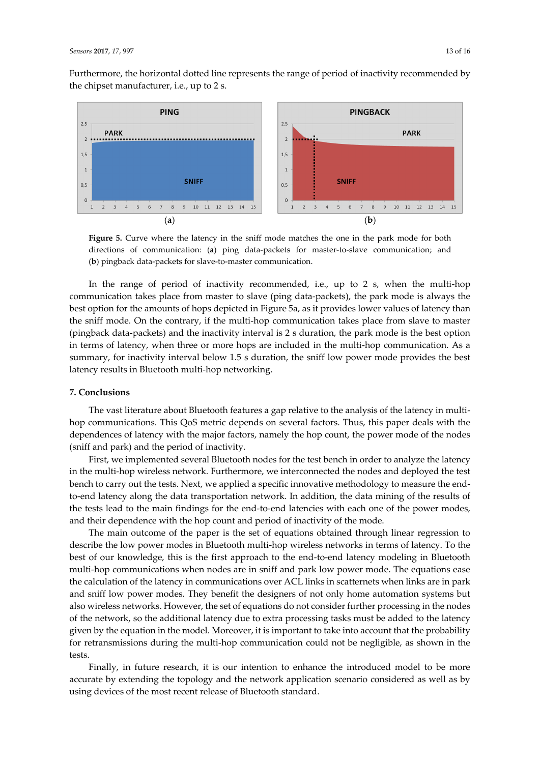Furthermore, the horizontal dotted line represents the range of period of inactivity recommended by the chipset manufacturer, i.e., up to 2 s.

**Figure 5.** Curve where the latency in the sniff mode matches the one in the park mode for both directions of communication: (**a**) ping data-packets for master-to-slave communication; and (**b**) pingback data-packets for slave-to-master communication.

In the range of period of inactivity recommended, i.e., up to 2 s, when the multi-hop communication takes place from master to slave (ping data-packets), the park mode is always the best option for the amounts of hops depicted in Figure 5a, as it provides lower values of latency than the sniff mode. On the contrary, if the multi-hop communication takes place from slave to master (pingback data-packets) and the inactivity interval is 2 s duration, the park mode is the best option in terms of latency, when three or more hops are included in the multi-hop communication. As a summary, for inactivity interval below 1.5 s duration, the sniff low power mode provides the best latency results in Bluetooth multi-hop networking.

## 7. Conclusions

The vast literature about Bluetooth features a gap relative to the analysis of the latency in multi-hop communications. This QoS metric depends on several factors. Thus, this paper deals with the dependences of latency with the major factors, namely the hop count, the power mode of the nodes (sniff and park) and the period of inactivity.

First, we implemented several Bluetooth nodes for the test bench in order to analyze the latency in the multi-hop wireless network. Furthermore, we interconnected the nodes and deployed the test bench to carry out the tests. Next, we applied a specific innovative methodology to measure the end-to-end latency along the data transportation network. In addition, the data mining of the results of the tests lead to the main findings for the end-to-end latencies with each one of the power modes, and their dependence with the hop count and period of inactivity of the mode.

The main outcome of the paper is the set of equations obtained through linear regression to describe the low power modes in Bluetooth multi-hop wireless networks in terms of latency. To the best of our knowledge, this is the first approach to the end-to-end latency modeling in Bluetooth multi-hop communications when nodes are in sniff and park low power mode. The equations ease the calculation of the latency in communications over ACL links in scatternets when links are in park and sniff low power modes. They benefit the designers of not only home automation systems but also wireless networks. However, the set of equations do not consider further processing in the nodes of the network, so the additional latency due to extra processing tasks must be added to the latency given by the equation in the model. Moreover, it is important to take into account that the probability for retransmissions during the multi-hop communication could not be negligible, as shown in the tests.

Finally, in future research, it is our intention to enhance the introduced model to be more accurate by extending the topology and the network application scenario considered as well as by using devices of the most recent release of Bluetooth standard.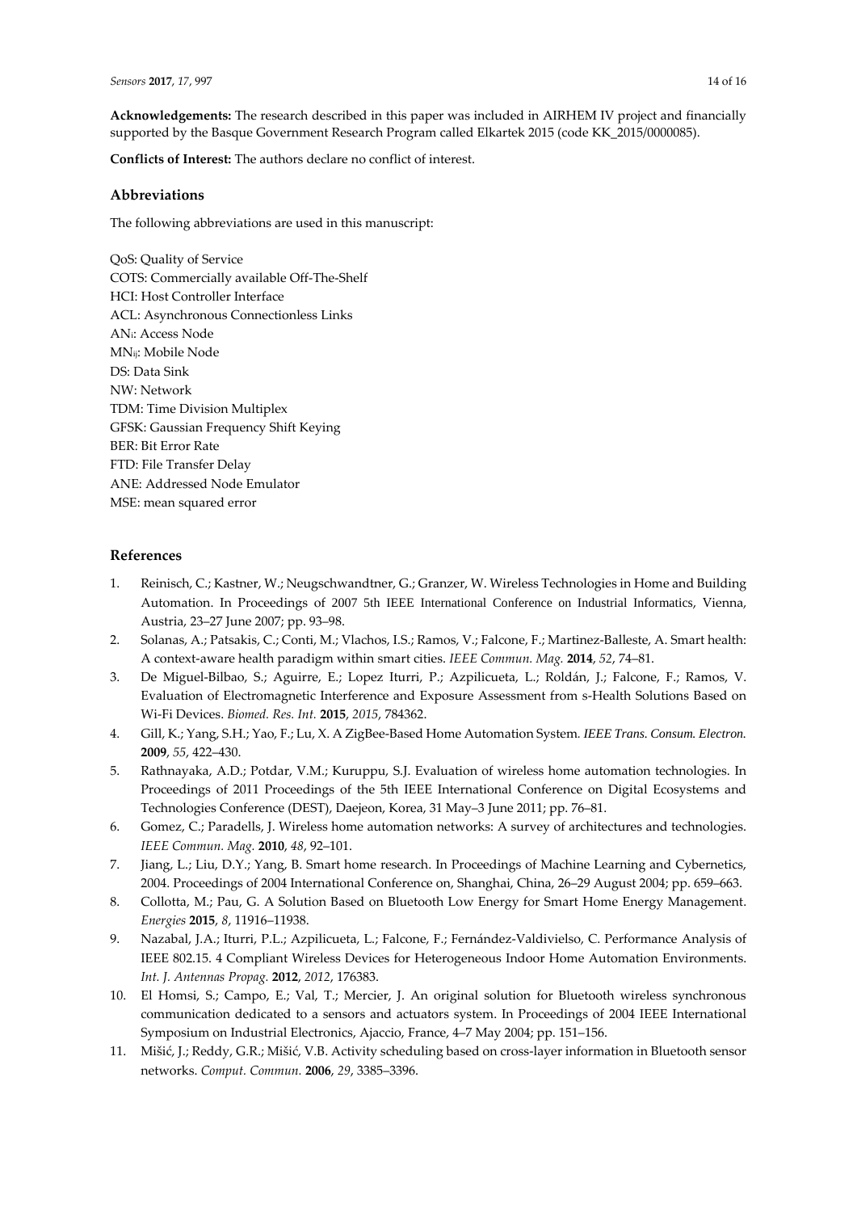**Acknowledgements:** The research described in this paper was included in AIRHEM IV project and financially supported by the Basque Government Research Program called Elkartek 2015 (code KK_2015/0000085).

**Conflicts of Interest:** The authors declare no conflict of interest.

## Abbreviations

The following abbreviations are used in this manuscript:

QoS: Quality of Service
COTS: Commercially available Off-The-Shelf
HCI: Host Controller Interface
ACL: Asynchronous Connectionless Links
$AN_i$: Access Node
$MN_{ij}$: Mobile Node
DS: Data Sink
NW: Network
TDM: Time Division Multiplex
GFSK: Gaussian Frequency Shift Keying
BER: Bit Error Rate
FTD: File Transfer Delay
ANE: Addressed Node Emulator
MSE: mean squared error

## References

1. Reinisch, C.; Kastner, W.; Neugschwandtner, G.; Granzer, W. Wireless Technologies in Home and Building Automation. In Proceedings of 2007 5th IEEE International Conference on Industrial Informatics, Vienna, Austria, 23–27 June 2007; pp. 93–98.
2. Solanas, A.; Patsakis, C.; Conti, M.; Vlachos, I.S.; Ramos, V.; Falcone, F.; Martinez-Balleste, A. Smart health: A context-aware health paradigm within smart cities. *IEEE Commun. Mag.* **2014**, *52*, 74–81.
3. De Miguel-Bilbao, S.; Aguirre, E.; Lopez Iturri, P.; Azpilicueta, L.; Roldán, J.; Falcone, F.; Ramos, V. Evaluation of Electromagnetic Interference and Exposure Assessment from s-Health Solutions Based on Wi-Fi Devices. *Biomed. Res. Int.* **2015**, *2015*, 784362.
4. Gill, K.; Yang, S.H.; Yao, F.; Lu, X. A ZigBee-Based Home Automation System. *IEEE Trans. Consum. Electron.* **2009**, *55*, 422–430.
5. Rathnayaka, A.D.; Potdar, V.M.; Kuruppu, S.J. Evaluation of wireless home automation technologies. In Proceedings of 2011 Proceedings of the 5th IEEE International Conference on Digital Ecosystems and Technologies Conference (DEST), Daejeon, Korea, 31 May–3 June 2011; pp. 76–81.
6. Gomez, C.; Paradells, J. Wireless home automation networks: A survey of architectures and technologies. *IEEE Commun. Mag.* **2010**, *48*, 92–101.
7. Jiang, L.; Liu, D.Y.; Yang, B. Smart home research. In Proceedings of Machine Learning and Cybernetics, 2004. Proceedings of 2004 International Conference on, Shanghai, China, 26–29 August 2004; pp. 659–663.
8. Collotta, M.; Pau, G. A Solution Based on Bluetooth Low Energy for Smart Home Energy Management. *Energies* **2015**, *8*, 11916–11938.
9. Nazabal, J.A.; Iturri, P.L.; Azpilicueta, L.; Falcone, F.; Fernández-Valdivielso, C. Performance Analysis of IEEE 802.15. 4 Compliant Wireless Devices for Heterogeneous Indoor Home Automation Environments. *Int. J. Antennas Propag.* **2012**, *2012*, 176383.
10. El Homsi, S.; Campo, E.; Val, T.; Mercier, J. An original solution for Bluetooth wireless synchronous communication dedicated to a sensors and actuators system. In Proceedings of 2004 IEEE International Symposium on Industrial Electronics, Ajaccio, France, 4–7 May 2004; pp. 151–156.
11. Mišić, J.; Reddy, G.R.; Mišić, V.B. Activity scheduling based on cross-layer information in Bluetooth sensor networks. *Comput. Commun.* **2006**, *29*, 3385–3396.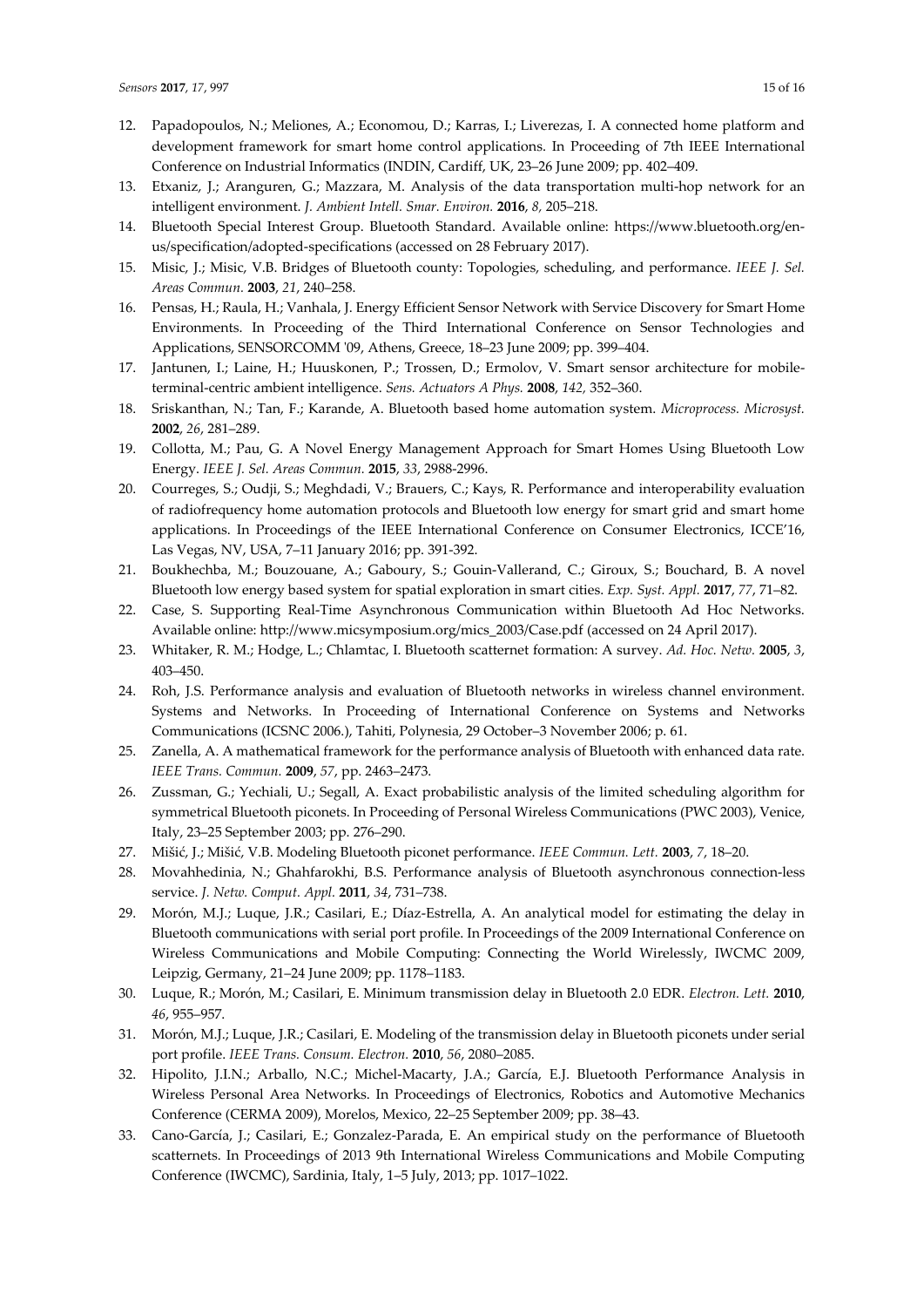12. Papadopoulos, N.; Meliones, A.; Economou, D.; Karras, I.; Liverezas, I. A connected home platform and development framework for smart home control applications. In Proceeding of 7th IEEE International Conference on Industrial Informatics (INDIN, Cardiff, UK, 23–26 June 2009; pp. 402–409.
13. Etxaniz, J.; Aranguren, G.; Mazzara, M. Analysis of the data transportation multi-hop network for an intelligent environment. *J. Ambient Intell. Smar. Environ.* **2016**, *8,* 205–218.
14. Bluetooth Special Interest Group. Bluetooth Standard. Available online: https://www.bluetooth.org/en-us/specification/adopted-specifications (accessed on 28 February 2017).
15. Misic, J.; Misic, V.B. Bridges of Bluetooth county: Topologies, scheduling, and performance. *IEEE J. Sel. Areas Commun.* **2003**, *21*, 240–258.
16. Pensas, H.; Raula, H.; Vanhala, J. Energy Efficient Sensor Network with Service Discovery for Smart Home Environments. In Proceeding of the Third International Conference on Sensor Technologies and Applications, SENSORCOMM '09, Athens, Greece, 18–23 June 2009; pp. 399–404.
17. Jantunen, I.; Laine, H.; Huuskonen, P.; Trossen, D.; Ermolov, V. Smart sensor architecture for mobile-terminal-centric ambient intelligence. *Sens. Actuators A Phys.* **2008**, *142,* 352–360.
18. Sriskanthan, N.; Tan, F.; Karande, A. Bluetooth based home automation system. *Microprocess. Microsyst.* **2002**, *26*, 281–289.
19. Collotta, M.; Pau, G. A Novel Energy Management Approach for Smart Homes Using Bluetooth Low Energy. *IEEE J. Sel. Areas Commun.* **2015**, *33*, 2988-2996.
20. Courreges, S.; Oudji, S.; Meghdadi, V.; Brauers, C.; Kays, R. Performance and interoperability evaluation of radiofrequency home automation protocols and Bluetooth low energy for smart grid and smart home applications. In Proceedings of the IEEE International Conference on Consumer Electronics, ICCE'16, Las Vegas, NV, USA, 7–11 January 2016; pp. 391-392.
21. Boukhechba, M.; Bouzouane, A.; Gaboury, S.; Gouin-Vallerand, C.; Giroux, S.; Bouchard, B. A novel Bluetooth low energy based system for spatial exploration in smart cities. *Exp. Syst. Appl.* **2017**, *77*, 71–82.
22. Case, S. Supporting Real-Time Asynchronous Communication within Bluetooth Ad Hoc Networks. Available online: http://www.micsymposium.org/mics_2003/Case.pdf (accessed on 24 April 2017).
23. Whitaker, R. M.; Hodge, L.; Chlamtac, I. Bluetooth scatternet formation: A survey. *Ad. Hoc. Netw.* **2005**, *3*, 403–450.
24. Roh, J.S. Performance analysis and evaluation of Bluetooth networks in wireless channel environment. Systems and Networks. In Proceeding of International Conference on Systems and Networks Communications (ICSNC 2006.), Tahiti, Polynesia, 29 October–3 November 2006; p. 61.
25. Zanella, A. A mathematical framework for the performance analysis of Bluetooth with enhanced data rate. *IEEE Trans. Commun.* **2009**, *57*, pp. 2463–2473.
26. Zussman, G.; Yechiali, U.; Segall, A. Exact probabilistic analysis of the limited scheduling algorithm for symmetrical Bluetooth piconets. In Proceeding of Personal Wireless Communications (PWC 2003), Venice, Italy, 23–25 September 2003; pp. 276–290.
27. Mišić, J.; Mišić, V.B. Modeling Bluetooth piconet performance. *IEEE Commun. Lett.* **2003**, *7*, 18–20.
28. Movahhedinia, N.; Ghahfarokhi, B.S. Performance analysis of Bluetooth asynchronous connection-less service. *J. Netw. Comput. Appl.* **2011**, *34*, 731–738.
29. Morón, M.J.; Luque, J.R.; Casilari, E.; Díaz-Estrella, A. An analytical model for estimating the delay in Bluetooth communications with serial port profile. In Proceedings of the 2009 International Conference on Wireless Communications and Mobile Computing: Connecting the World Wirelessly, IWCMC 2009, Leipzig, Germany, 21–24 June 2009; pp. 1178–1183.
30. Luque, R.; Morón, M.; Casilari, E. Minimum transmission delay in Bluetooth 2.0 EDR. *Electron. Lett.* **2010**, *46*, 955–957.
31. Morón, M.J.; Luque, J.R.; Casilari, E. Modeling of the transmission delay in Bluetooth piconets under serial port profile. *IEEE Trans. Consum. Electron.* **2010**, *56*, 2080–2085.
32. Hipolito, J.I.N.; Arballo, N.C.; Michel-Macarty, J.A.; García, E.J. Bluetooth Performance Analysis in Wireless Personal Area Networks. In Proceedings of Electronics, Robotics and Automotive Mechanics Conference (CERMA 2009), Morelos, Mexico, 22–25 September 2009; pp. 38–43.
33. Cano-García, J.; Casilari, E.; Gonzalez-Parada, E. An empirical study on the performance of Bluetooth scatternets. In Proceedings of 2013 9th International Wireless Communications and Mobile Computing Conference (IWCMC), Sardinia, Italy, 1–5 July, 2013; pp. 1017–1022.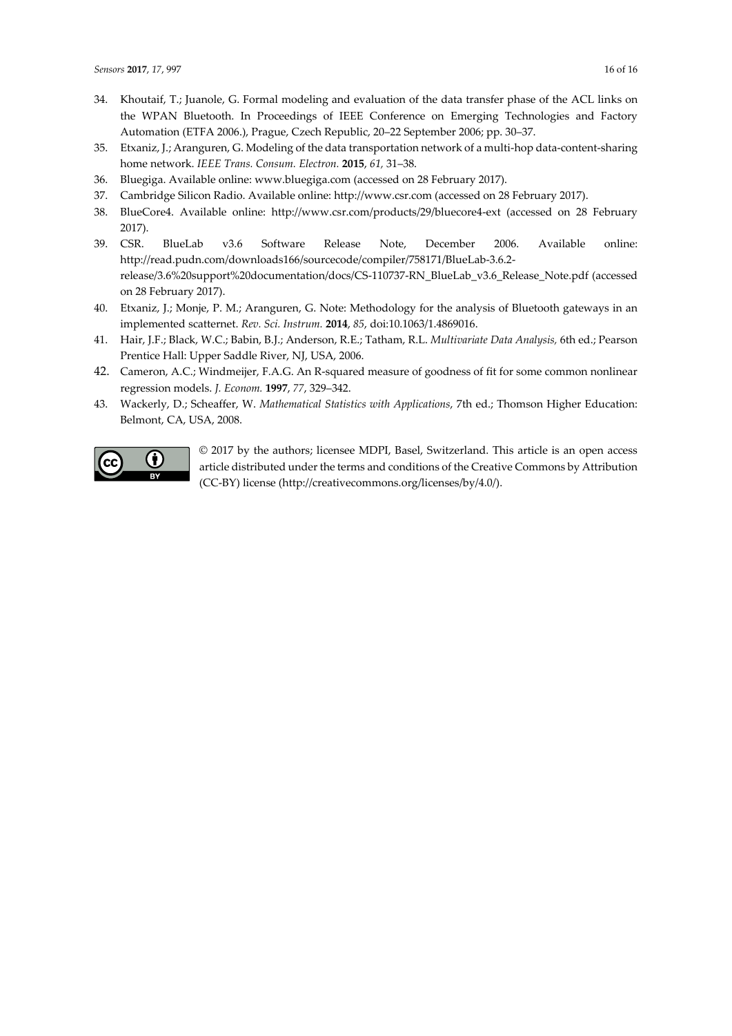34. Khoutaif, T.; Juanole, G. Formal modeling and evaluation of the data transfer phase of the ACL links on the WPAN Bluetooth. In Proceedings of IEEE Conference on Emerging Technologies and Factory Automation (ETFA 2006.), Prague, Czech Republic, 20–22 September 2006; pp. 30–37.
35. Etxaniz, J.; Aranguren, G. Modeling of the data transportation network of a multi-hop data-content-sharing home network. *IEEE Trans. Consum. Electron.* **2015**, *61,* 31–38.
36. Bluegiga. Available online: www.bluegiga.com (accessed on 28 February 2017).
37. Cambridge Silicon Radio. Available online: http://www.csr.com (accessed on 28 February 2017).
38. BlueCore4. Available online: http://www.csr.com/products/29/bluecore4-ext (accessed on 28 February 2017).
39. CSR. BlueLab v3.6 Software Release Note, December 2006. Available online: http://read.pudn.com/downloads166/sourcecode/compiler/758171/BlueLab-3.6.2-release/3.6%20support%20documentation/docs/CS-110737-RN_BlueLab_v3.6_Release_Note.pdf (accessed on 28 February 2017).
40. Etxaniz, J.; Monje, P. M.; Aranguren, G. Note: Methodology for the analysis of Bluetooth gateways in an implemented scatternet. *Rev. Sci. Instrum.* **2014**, *85*, doi:10.1063/1.4869016.
41. Hair, J.F.; Black, W.C.; Babin, B.J.; Anderson, R.E.; Tatham, R.L. *Multivariate Data Analysis,* 6th ed.; Pearson Prentice Hall: Upper Saddle River, NJ, USA, 2006.
42. Cameron, A.C.; Windmeijer, F.A.G. An R-squared measure of goodness of fit for some common nonlinear regression models. *J. Econom.* **1997**, *77*, 329–342.
43. Wackerly, D.; Scheaffer, W. *Mathematical Statistics with Applications*, 7th ed.; Thomson Higher Education: Belmont, CA, USA, 2008.

© 2017 by the authors; licensee MDPI, Basel, Switzerland. This article is an open access article distributed under the terms and conditions of the Creative Commons by Attribution (CC-BY) license (http://creativecommons.org/licenses/by/4.0/).